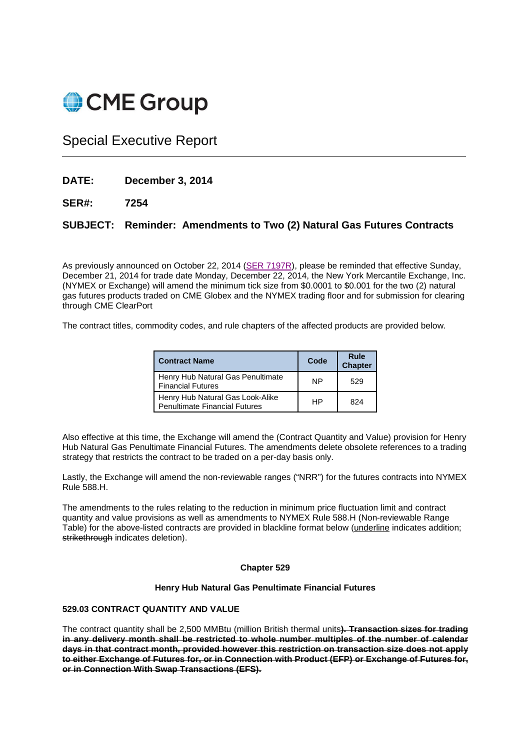# CME Group

## Special Executive Report

**DATE:** **December 3, 2014**

**SER#:** **7254**

**SUBJECT:** **Reminder: Amendments to Two (2) Natural Gas Futures Contracts**

As previously announced on October 22, 2014 (SER 7197R), please be reminded that effective Sunday, December 21, 2014 for trade date Monday, December 22, 2014, the New York Mercantile Exchange, Inc. (NYMEX or Exchange) will amend the minimum tick size from $0.0001 to $0.001 for the two (2) natural gas futures products traded on CME Globex and the NYMEX trading floor and for submission for clearing through CME ClearPort

The contract titles, commodity codes, and rule chapters of the affected products are provided below.

| Contract Name | Code | Rule Chapter |
|---|---|---|
| Henry Hub Natural Gas Penultimate Financial Futures | NP | 529 |
| Henry Hub Natural Gas Look-Alike Penultimate Financial Futures | HP | 824 |

Also effective at this time, the Exchange will amend the (Contract Quantity and Value) provision for Henry Hub Natural Gas Penultimate Financial Futures. The amendments delete obsolete references to a trading strategy that restricts the contract to be traded on a per-day basis only.

Lastly, the Exchange will amend the non-reviewable ranges ("NRR") for the futures contracts into NYMEX Rule 588.H.

The amendments to the rules relating to the reduction in minimum price fluctuation limit and contract quantity and value provisions as well as amendments to NYMEX Rule 588.H (Non-reviewable Range Table) for the above-listed contracts are provided in blackline format below (<u>underline</u> indicates addition; ~~strikethrough~~ indicates deletion).

**Chapter 529**

**Henry Hub Natural Gas Penultimate Financial Futures**

**529.03 CONTRACT QUANTITY AND VALUE**

The contract quantity shall be 2,500 MMBtu (million British thermal units~~**). Transaction sizes for trading in any delivery month shall be restricted to whole number multiples of the number of calendar days in that contract month, provided however this restriction on transaction size does not apply to either Exchange of Futures for, or in Connection with Product (EFP) or Exchange of Futures for, or in Connection With Swap Transactions (EFS).**~~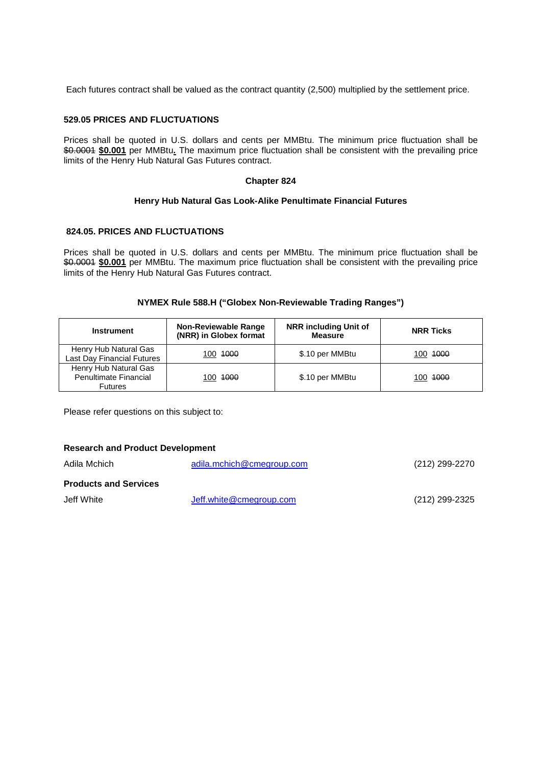Each futures contract shall be valued as the contract quantity (2,500) multiplied by the settlement price.

**529.05 PRICES AND FLUCTUATIONS**

Prices shall be quoted in U.S. dollars and cents per MMBtu. The minimum price fluctuation shall be ~~$0.0001~~ **$0.001** per MMBtu**.** The maximum price fluctuation shall be consistent with the prevailing price limits of the Henry Hub Natural Gas Futures contract.

**Chapter 824**

**Henry Hub Natural Gas Look-Alike Penultimate Financial Futures**

**824.05. PRICES AND FLUCTUATIONS**

Prices shall be quoted in U.S. dollars and cents per MMBtu. The minimum price fluctuation shall be ~~$0.0001~~ **$0.001** per MMBtu. The maximum price fluctuation shall be consistent with the prevailing price limits of the Henry Hub Natural Gas Futures contract.

**NYMEX Rule 588.H ("Globex Non-Reviewable Trading Ranges")**

| Instrument | Non-Reviewable Range (NRR) in Globex format | NRR including Unit of Measure | NRR Ticks |
|---|---|---|---|
| Henry Hub Natural Gas Last Day Financial Futures | 100 ~~1000~~ | $.10 per MMBtu | 100 ~~1000~~ |
| Henry Hub Natural Gas Penultimate Financial Futures | 100 ~~1000~~ | $.10 per MMBtu | 100 ~~1000~~ |

Please refer questions on this subject to:

**Research and Product Development**

Adila Mchich adila.mchich@cmegroup.com (212) 299-2270

**Products and Services**

Jeff White Jeff.white@cmegroup.com (212) 299-2325